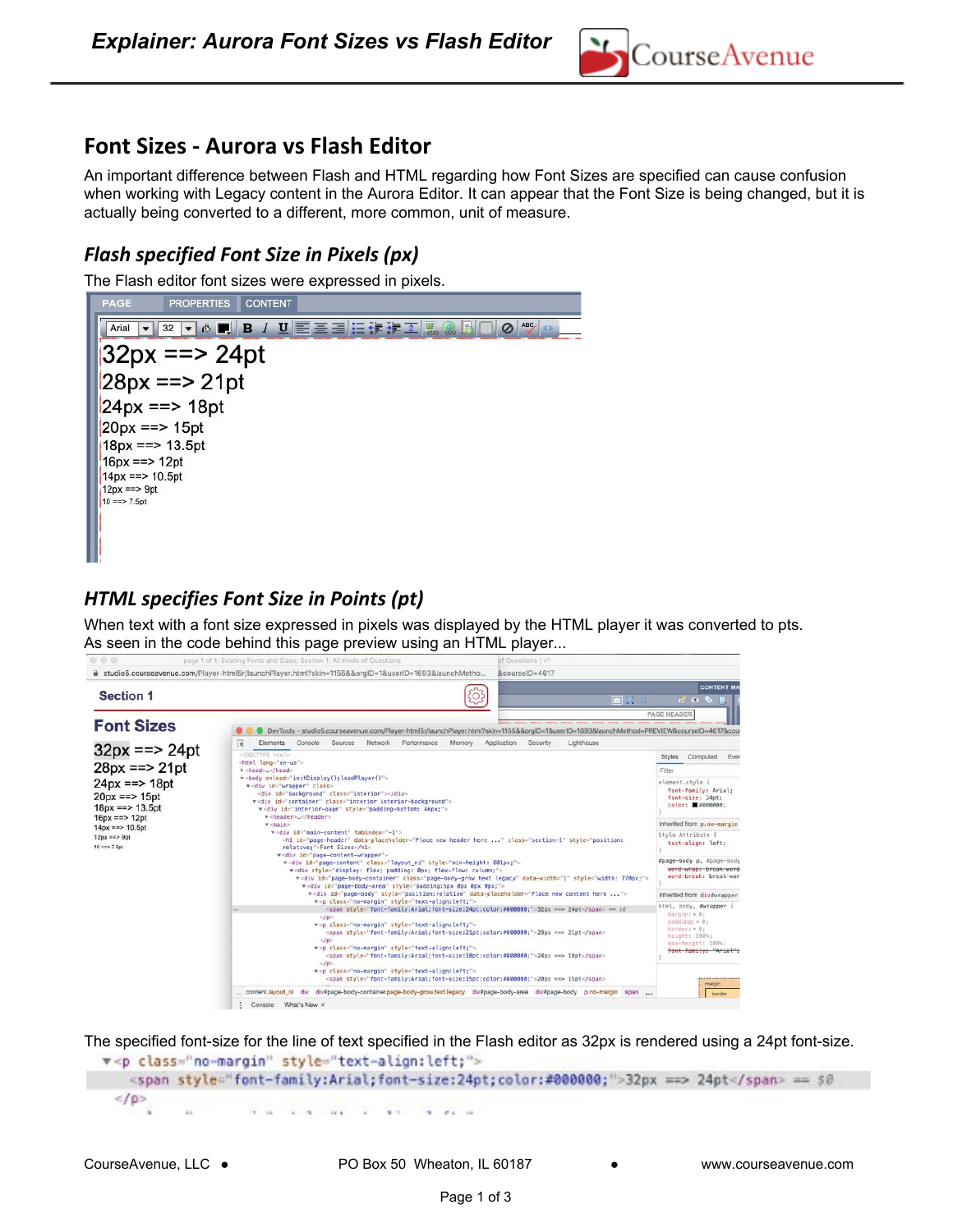## Font Sizes - Aurora vs Flash Editor

An important difference between Flash and HTML regarding how Font Sizes are specified can cause confusion when working with Legacy content in the Aurora Editor. It can appear that the Font Size is being changed, but it is actually being converted to a different, more common, unit of measure.

### *Flash specified Font Size in Pixels (px)*

The Flash editor font sizes were expressed in pixels.

32px ==> 24pt
28px ==> 21pt
24px ==> 18pt
20px ==> 15pt
18px ==> 13.5pt
16px ==> 12pt
14px ==> 10.5pt
12px ==> 9pt
10 ==> 7.5pt

### *HTML specifies Font Size in Points (pt)*

When text with a font size expressed in pixels was displayed by the HTML player it was converted to pts. As seen in the code behind this page preview using an HTML player...

The specified font-size for the line of text specified in the Flash editor as 32px is rendered using a 24pt font-size.

```
▼<p class="no-margin" style="text-align:left;">
  <span style="font-family:Arial;font-size:24pt;color:#000000;">32px ==> 24pt</span> == $0
</p>
```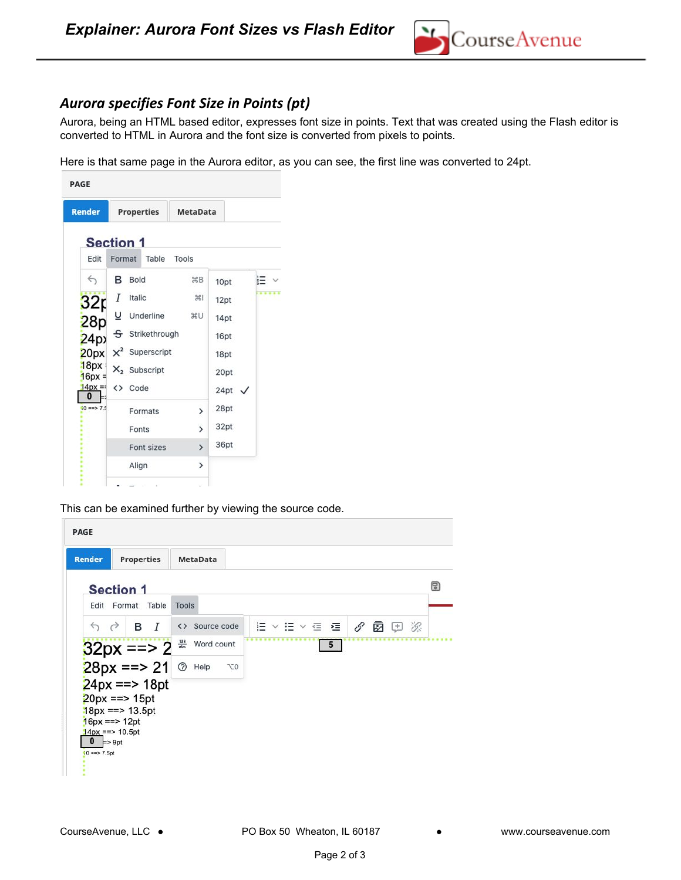## *Aurora specifies Font Size in Points (pt)*

Aurora, being an HTML based editor, expresses font size in points. Text that was created using the Flash editor is converted to HTML in Aurora and the font size is converted from pixels to points.

Here is that same page in the Aurora editor, as you can see, the first line was converted to 24pt.

This can be examined further by viewing the source code.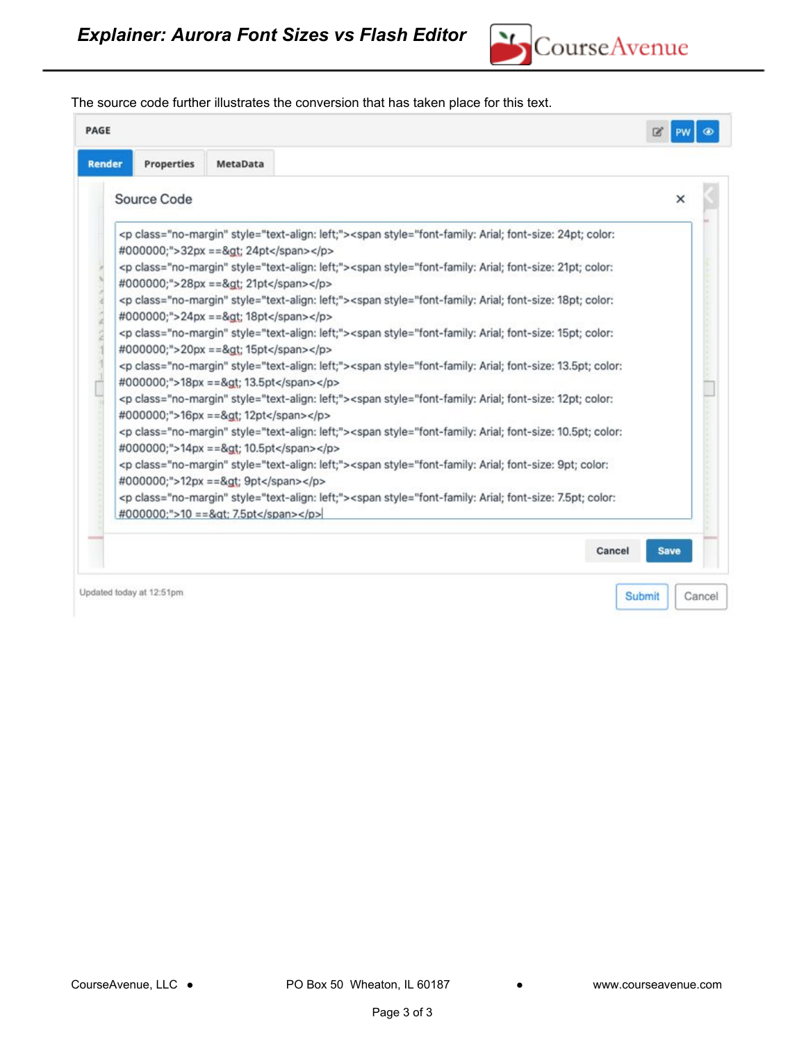The source code further illustrates the conversion that has taken place for this text.

PAGE

Render | Properties | MetaData

Source Code

```
<p class="no-margin" style="text-align: left;"><span style="font-family: Arial; font-size: 24pt; color: #000000;">32px ==&gt; 24pt</span></p>
<p class="no-margin" style="text-align: left;"><span style="font-family: Arial; font-size: 21pt; color: #000000;">28px ==&gt; 21pt</span></p>
<p class="no-margin" style="text-align: left;"><span style="font-family: Arial; font-size: 18pt; color: #000000;">24px ==&gt; 18pt</span></p>
<p class="no-margin" style="text-align: left;"><span style="font-family: Arial; font-size: 15pt; color: #000000;">20px ==&gt; 15pt</span></p>
<p class="no-margin" style="text-align: left;"><span style="font-family: Arial; font-size: 13.5pt; color: #000000;">18px ==&gt; 13.5pt</span></p>
<p class="no-margin" style="text-align: left;"><span style="font-family: Arial; font-size: 12pt; color: #000000;">16px ==&gt; 12pt</span></p>
<p class="no-margin" style="text-align: left;"><span style="font-family: Arial; font-size: 10.5pt; color: #000000;">14px ==&gt; 10.5pt</span></p>
<p class="no-margin" style="text-align: left;"><span style="font-family: Arial; font-size: 9pt; color: #000000;">12px ==&gt; 9pt</span></p>
<p class="no-margin" style="text-align: left;"><span style="font-family: Arial; font-size: 7.5pt; color: #000000;">10 ==&gt; 7.5pt</span></p>
```

Cancel | Save

Updated today at 12:51pm

Submit | Cancel

CourseAvenue, LLC • PO Box 50 Wheaton, IL 60187 • www.courseavenue.com